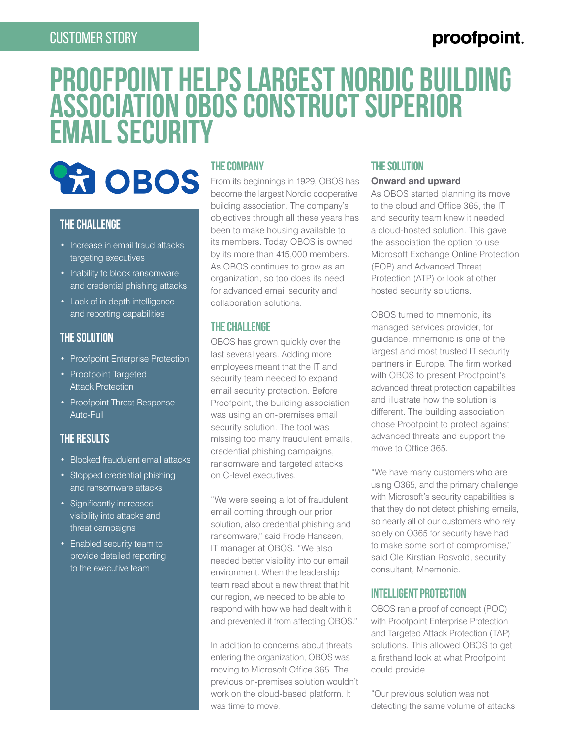CUSTOMER STORY

# PROOFPOINT HELPS LARGEST NORDIC BUILDING ASSOCIATION OBOS CONSTRUCT SUPERIOR EMAIL SECURITY

OBOS

## THE CHALLENGE

- Increase in email fraud attacks targeting executives
- Inability to block ransomware and credential phishing attacks
- Lack of in depth intelligence and reporting capabilities

## THE SOLUTION

- Proofpoint Enterprise Protection
- Proofpoint Targeted Attack Protection
- Proofpoint Threat Response Auto-Pull

## THE RESULTS

- Blocked fraudulent email attacks
- Stopped credential phishing and ransomware attacks
- Significantly increased visibility into attacks and threat campaigns
- Enabled security team to provide detailed reporting to the executive team

## THE COMPANY

From its beginnings in 1929, OBOS has become the largest Nordic cooperative building association. The company's objectives through all these years has been to make housing available to its members. Today OBOS is owned by its more than 415,000 members. As OBOS continues to grow as an organization, so too does its need for advanced email security and collaboration solutions.

## THE CHALLENGE

OBOS has grown quickly over the last several years. Adding more employees meant that the IT and security team needed to expand email security protection. Before Proofpoint, the building association was using an on-premises email security solution. The tool was missing too many fraudulent emails, credential phishing campaigns, ransomware and targeted attacks on C-level executives.

"We were seeing a lot of fraudulent email coming through our prior solution, also credential phishing and ransomware," said Frode Hanssen, IT manager at OBOS. "We also needed better visibility into our email environment. When the leadership team read about a new threat that hit our region, we needed to be able to respond with how we had dealt with it and prevented it from affecting OBOS."

In addition to concerns about threats entering the organization, OBOS was moving to Microsoft Office 365. The previous on-premises solution wouldn't work on the cloud-based platform. It was time to move.

## THE SOLUTION

**Onward and upward**

As OBOS started planning its move to the cloud and Office 365, the IT and security team knew it needed a cloud-hosted solution. This gave the association the option to use Microsoft Exchange Online Protection (EOP) and Advanced Threat Protection (ATP) or look at other hosted security solutions.

OBOS turned to mnemonic, its managed services provider, for guidance. mnemonic is one of the largest and most trusted IT security partners in Europe. The firm worked with OBOS to present Proofpoint's advanced threat protection capabilities and illustrate how the solution is different. The building association chose Proofpoint to protect against advanced threats and support the move to Office 365.

"We have many customers who are using O365, and the primary challenge with Microsoft's security capabilities is that they do not detect phishing emails, so nearly all of our customers who rely solely on O365 for security have had to make some sort of compromise," said Ole Kirstian Rosvold, security consultant, Mnemonic.

## INTELLIGENT PROTECTION

OBOS ran a proof of concept (POC) with Proofpoint Enterprise Protection and Targeted Attack Protection (TAP) solutions. This allowed OBOS to get a firsthand look at what Proofpoint could provide.

"Our previous solution was not detecting the same volume of attacks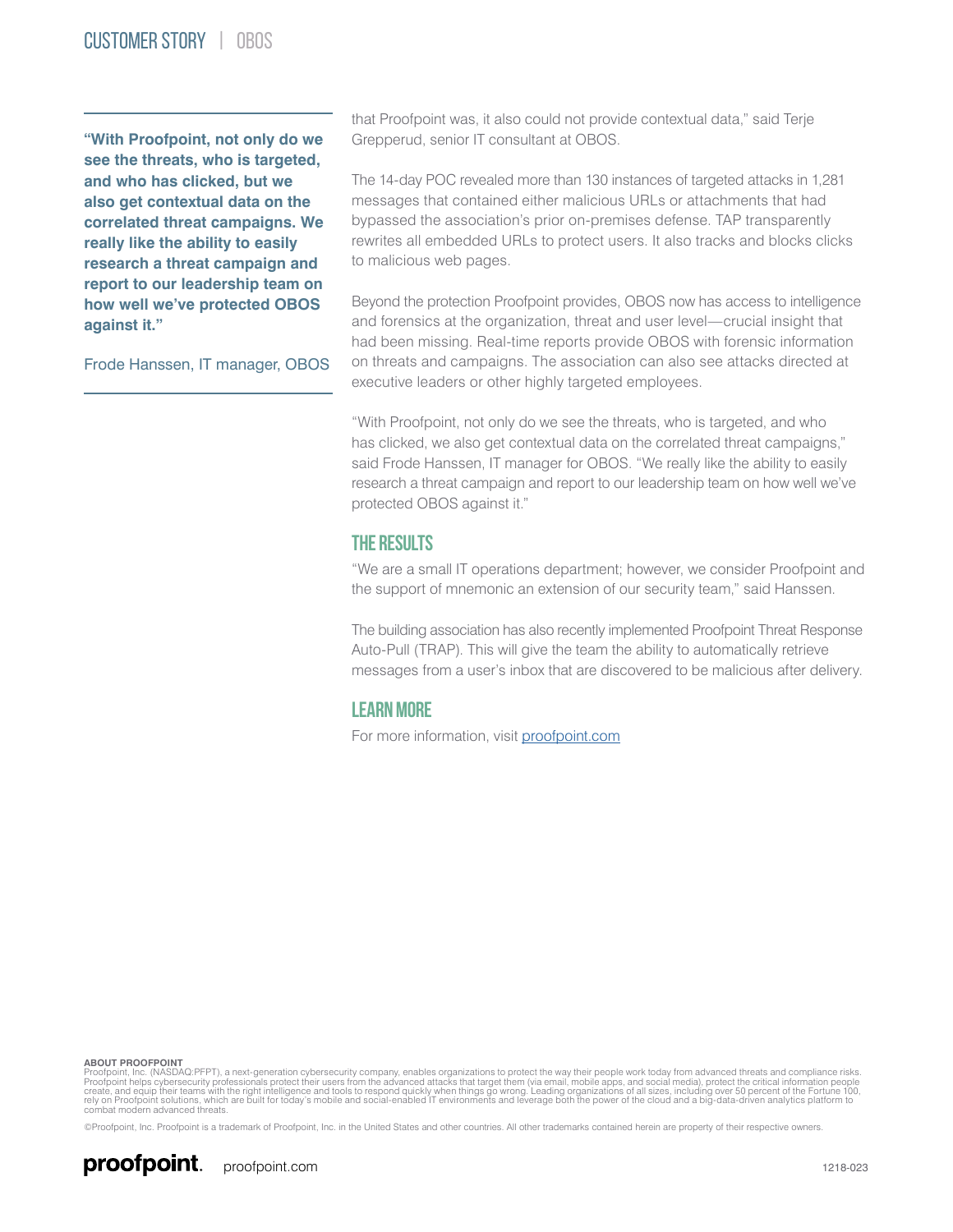> **"With Proofpoint, not only do we see the threats, who is targeted, and who has clicked, but we also get contextual data on the correlated threat campaigns. We really like the ability to easily research a threat campaign and report to our leadership team on how well we've protected OBOS against it."**
>
> Frode Hanssen, IT manager, OBOS

that Proofpoint was, it also could not provide contextual data," said Terje Grepperud, senior IT consultant at OBOS.

The 14-day POC revealed more than 130 instances of targeted attacks in 1,281 messages that contained either malicious URLs or attachments that had bypassed the association's prior on-premises defense. TAP transparently rewrites all embedded URLs to protect users. It also tracks and blocks clicks to malicious web pages.

Beyond the protection Proofpoint provides, OBOS now has access to intelligence and forensics at the organization, threat and user level—crucial insight that had been missing. Real-time reports provide OBOS with forensic information on threats and campaigns. The association can also see attacks directed at executive leaders or other highly targeted employees.

"With Proofpoint, not only do we see the threats, who is targeted, and who has clicked, we also get contextual data on the correlated threat campaigns," said Frode Hanssen, IT manager for OBOS. "We really like the ability to easily research a threat campaign and report to our leadership team on how well we've protected OBOS against it."

## THE RESULTS

"We are a small IT operations department; however, we consider Proofpoint and the support of mnemonic an extension of our security team," said Hanssen.

The building association has also recently implemented Proofpoint Threat Response Auto-Pull (TRAP). This will give the team the ability to automatically retrieve messages from a user's inbox that are discovered to be malicious after delivery.

## LEARN MORE

For more information, visit proofpoint.com

**ABOUT PROOFPOINT**
Proofpoint, Inc. (NASDAQ:PFPT), a next-generation cybersecurity company, enables organizations to protect the way their people work today from advanced threats and compliance risks. Proofpoint helps cybersecurity professionals protect their users from the advanced attacks that target them (via email, mobile apps, and social media), protect the critical information people create, and equip their teams with the right intelligence and tools to respond quickly when things go wrong. Leading organizations of all sizes, including over 50 percent of the Fortune 100, rely on Proofpoint solutions, which are built for today's mobile and social-enabled IT environments and leverage both the power of the cloud and a big-data-driven analytics platform to combat modern advanced threats.

©Proofpoint, Inc. Proofpoint is a trademark of Proofpoint, Inc. in the United States and other countries. All other trademarks contained herein are property of their respective owners.

proofpoint. proofpoint.com

1218-023